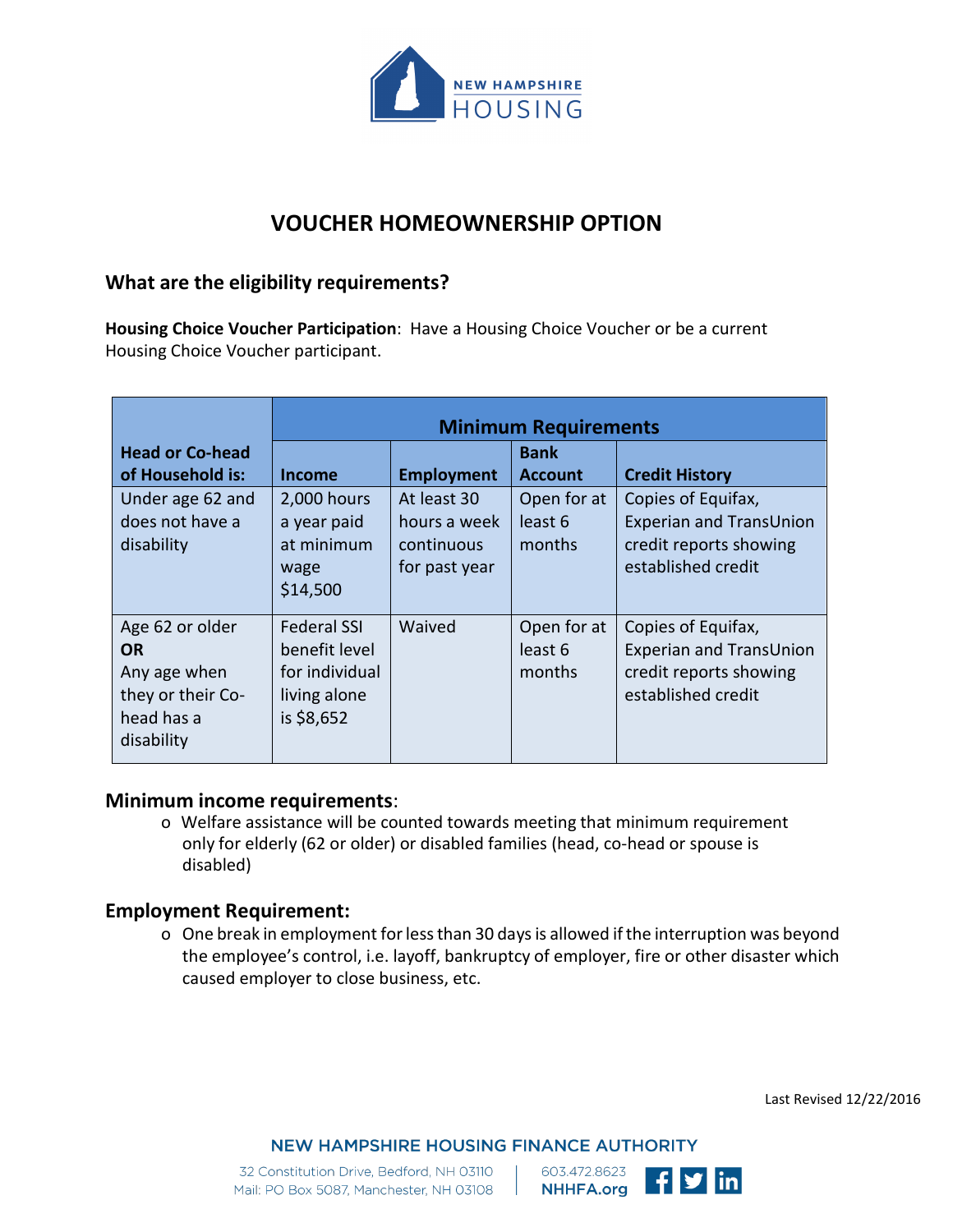# VOUCHER HOMEOWNERSHIP OPTION

## What are the eligibility requirements?

**Housing Choice Voucher Participation**: Have a Housing Choice Voucher or be a current Housing Choice Voucher participant.

| Head or Co-head of Household is: | Minimum Requirements | | | |
|---|---|---|---|---|
| | **Income** | **Employment** | **Bank Account** | **Credit History** |
| Under age 62 and does not have a disability | 2,000 hours a year paid at minimum wage $14,500 | At least 30 hours a week continuous for past year | Open for at least 6 months | Copies of Equifax, Experian and TransUnion credit reports showing established credit |
| Age 62 or older **OR** Any age when they or their Co-head has a disability | Federal SSI benefit level for individual living alone is $8,652 | Waived | Open for at least 6 months | Copies of Equifax, Experian and TransUnion credit reports showing established credit |

### Minimum income requirements:

- Welfare assistance will be counted towards meeting that minimum requirement only for elderly (62 or older) or disabled families (head, co-head or spouse is disabled)

### Employment Requirement:

- One break in employment for less than 30 days is allowed if the interruption was beyond the employee's control, i.e. layoff, bankruptcy of employer, fire or other disaster which caused employer to close business, etc.

Last Revised 12/22/2016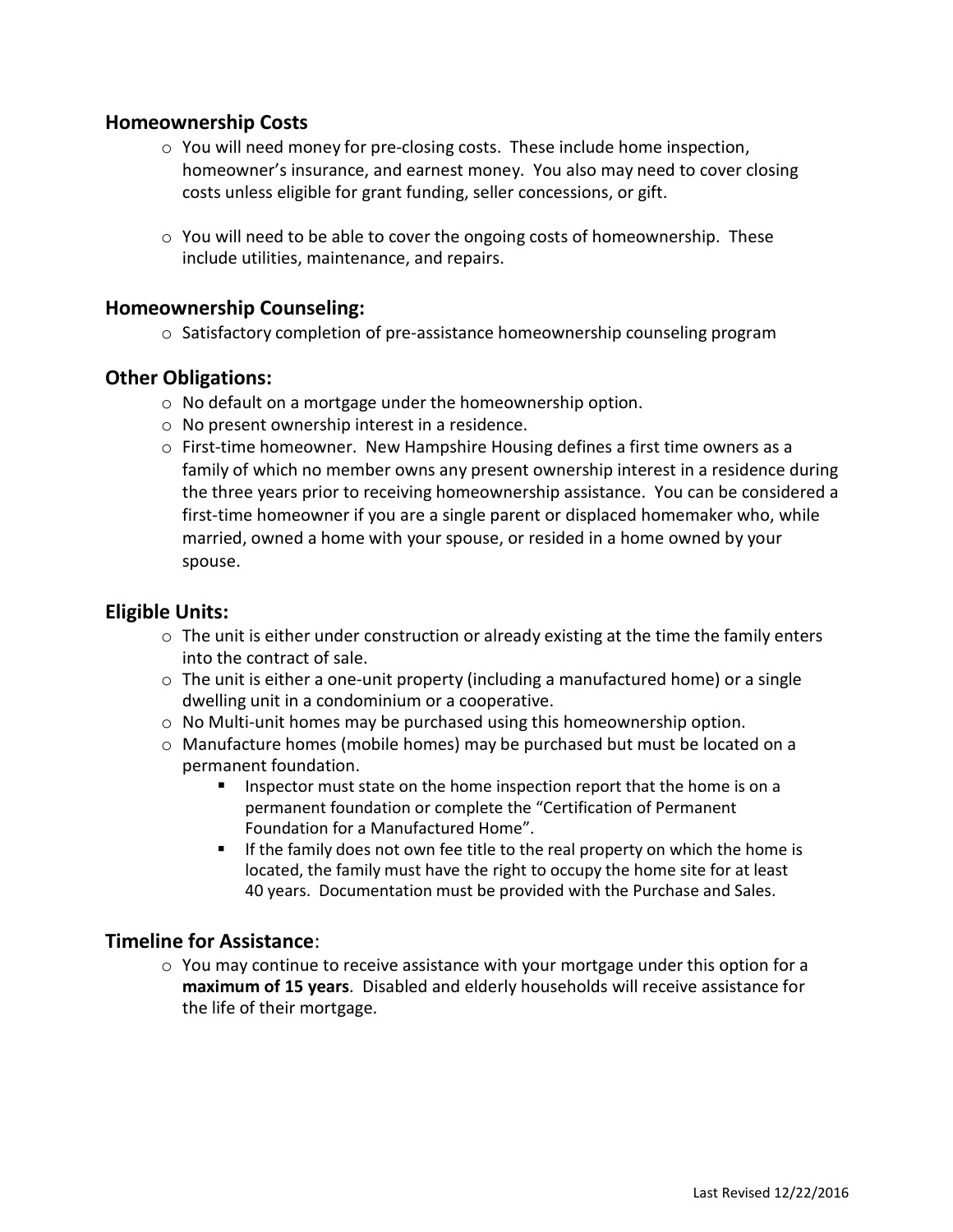## Homeownership Costs

- You will need money for pre-closing costs. These include home inspection, homeowner's insurance, and earnest money. You also may need to cover closing costs unless eligible for grant funding, seller concessions, or gift.

- You will need to be able to cover the ongoing costs of homeownership. These include utilities, maintenance, and repairs.

## Homeownership Counseling:

- Satisfactory completion of pre-assistance homeownership counseling program

## Other Obligations:

- No default on a mortgage under the homeownership option.
- No present ownership interest in a residence.
- First-time homeowner. New Hampshire Housing defines a first time owners as a family of which no member owns any present ownership interest in a residence during the three years prior to receiving homeownership assistance. You can be considered a first-time homeowner if you are a single parent or displaced homemaker who, while married, owned a home with your spouse, or resided in a home owned by your spouse.

## Eligible Units:

- The unit is either under construction or already existing at the time the family enters into the contract of sale.
- The unit is either a one-unit property (including a manufactured home) or a single dwelling unit in a condominium or a cooperative.
- No Multi-unit homes may be purchased using this homeownership option.
- Manufacture homes (mobile homes) may be purchased but must be located on a permanent foundation.
  - Inspector must state on the home inspection report that the home is on a permanent foundation or complete the "Certification of Permanent Foundation for a Manufactured Home".
  - If the family does not own fee title to the real property on which the home is located, the family must have the right to occupy the home site for at least 40 years. Documentation must be provided with the Purchase and Sales.

## Timeline for Assistance:

- You may continue to receive assistance with your mortgage under this option for a **maximum of 15 years**. Disabled and elderly households will receive assistance for the life of their mortgage.

Last Revised 12/22/2016